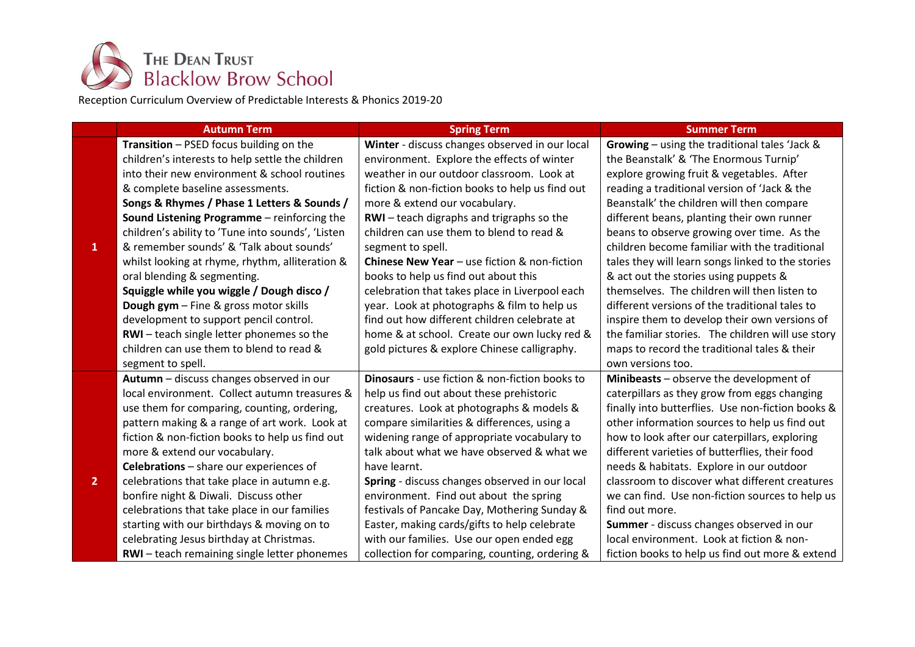# The Dean Trust Blacklow Brow School

Reception Curriculum Overview of Predictable Interests & Phonics 2019-20

| | Autumn Term | Spring Term | Summer Term |
|---|---|---|---|
| 1 | **Transition** – PSED focus building on the children's interests to help settle the children into their new environment & school routines & complete baseline assessments.<br>**Songs & Rhymes / Phase 1 Letters & Sounds / Sound Listening Programme** – reinforcing the children's ability to 'Tune into sounds', 'Listen & remember sounds' & 'Talk about sounds' whilst looking at rhyme, rhythm, alliteration & oral blending & segmenting.<br>**Squiggle while you wiggle / Dough disco / Dough gym** – Fine & gross motor skills development to support pencil control.<br>**RWI** – teach single letter phonemes so the children can use them to blend to read & segment to spell. | **Winter** - discuss changes observed in our local environment. Explore the effects of winter weather in our outdoor classroom. Look at fiction & non-fiction books to help us find out more & extend our vocabulary.<br>**RWI** – teach digraphs and trigraphs so the children can use them to blend to read & segment to spell.<br>**Chinese New Year** – use fiction & non-fiction books to help us find out about this celebration that takes place in Liverpool each year. Look at photographs & film to help us find out how different children celebrate at home & at school. Create our own lucky red & gold pictures & explore Chinese calligraphy. | **Growing** – using the traditional tales 'Jack & the Beanstalk' & 'The Enormous Turnip' explore growing fruit & vegetables. After reading a traditional version of 'Jack & the Beanstalk' the children will then compare different beans, planting their own runner beans to observe growing over time. As the children become familiar with the traditional tales they will learn songs linked to the stories & act out the stories using puppets & themselves. The children will then listen to different versions of the traditional tales to inspire them to develop their own versions of the familiar stories. The children will use story maps to record the traditional tales & their own versions too. |
| 2 | **Autumn** – discuss changes observed in our local environment. Collect autumn treasures & use them for comparing, counting, ordering, pattern making & a range of art work. Look at fiction & non-fiction books to help us find out more & extend our vocabulary.<br>**Celebrations** – share our experiences of celebrations that take place in autumn e.g. bonfire night & Diwali. Discuss other celebrations that take place in our families starting with our birthdays & moving on to celebrating Jesus birthday at Christmas.<br>**RWI** – teach remaining single letter phonemes | **Dinosaurs** - use fiction & non-fiction books to help us find out about these prehistoric creatures. Look at photographs & models & compare similarities & differences, using a widening range of appropriate vocabulary to talk about what we have observed & what we have learnt.<br>**Spring** - discuss changes observed in our local environment. Find out about the spring festivals of Pancake Day, Mothering Sunday & Easter, making cards/gifts to help celebrate with our families. Use our open ended egg collection for comparing, counting, ordering & | **Minibeasts** – observe the development of caterpillars as they grow from eggs changing finally into butterflies. Use non-fiction books & other information sources to help us find out how to look after our caterpillars, exploring different varieties of butterflies, their food needs & habitats. Explore in our outdoor classroom to discover what different creatures we can find. Use non-fiction sources to help us find out more.<br>**Summer** - discuss changes observed in our local environment. Look at fiction & non-fiction books to help us find out more & extend |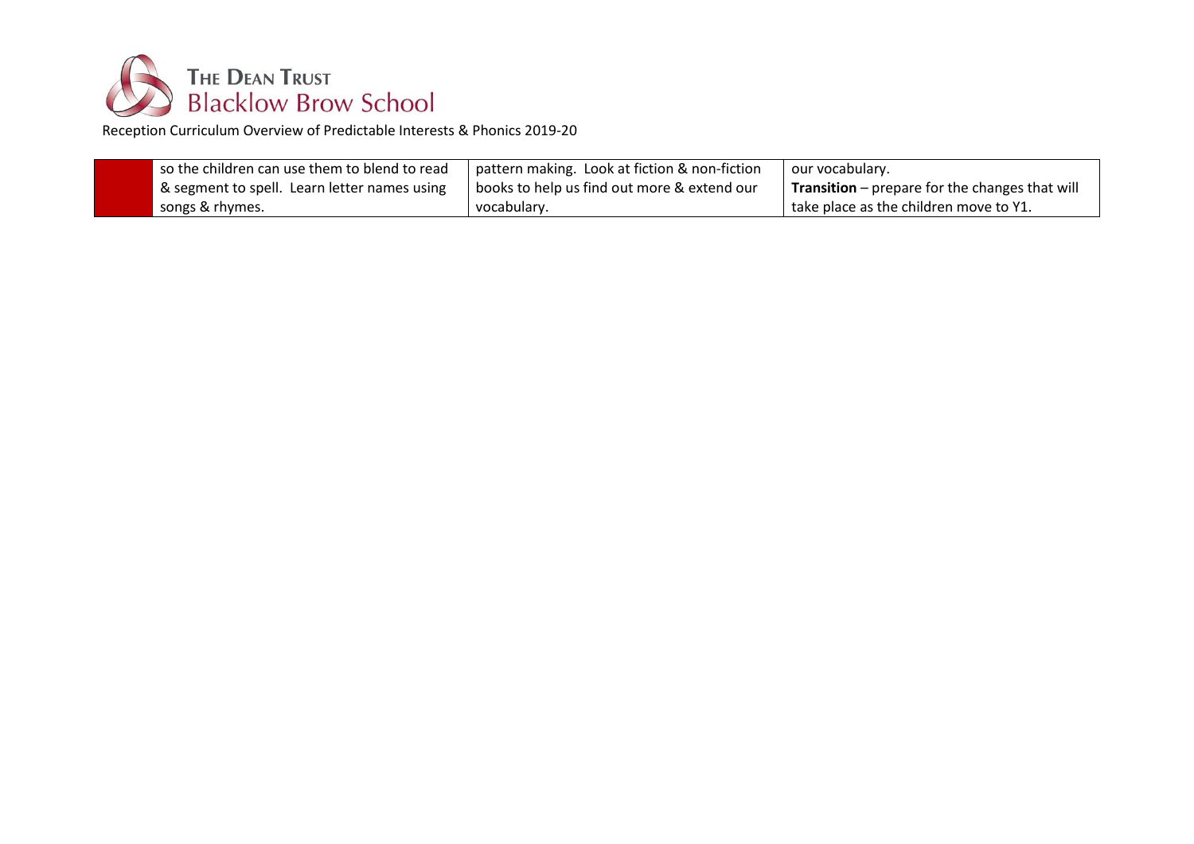THE DEAN TRUST
Blacklow Brow School

Reception Curriculum Overview of Predictable Interests & Phonics 2019-20

| | | | |
|---|---|---|---|
| | so the children can use them to blend to read & segment to spell. Learn letter names using songs & rhymes. | pattern making. Look at fiction & non-fiction books to help us find out more & extend our vocabulary. | our vocabulary. **Transition** – prepare for the changes that will take place as the children move to Y1. |